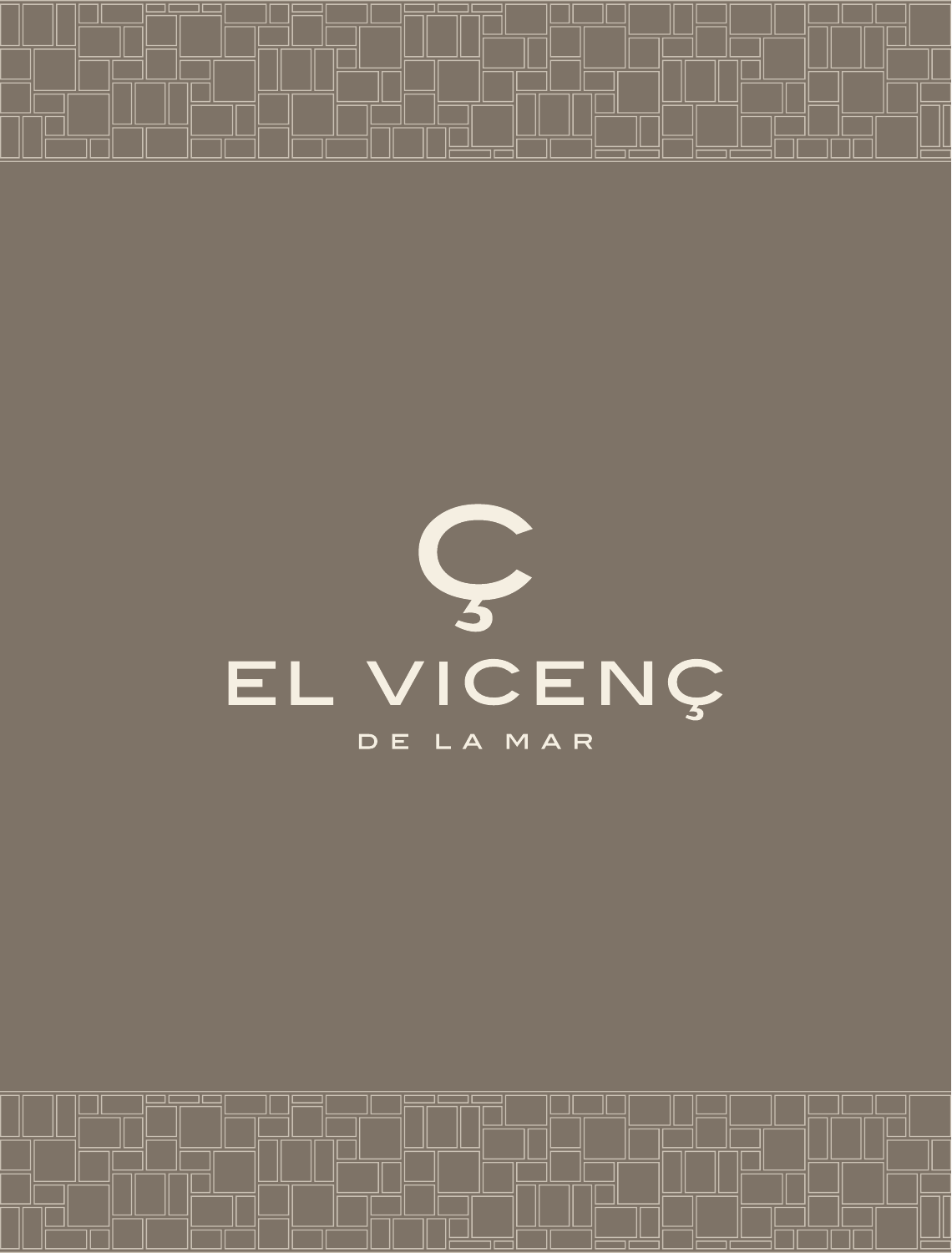# Ç

# EL VICENÇ

## DE LA MAR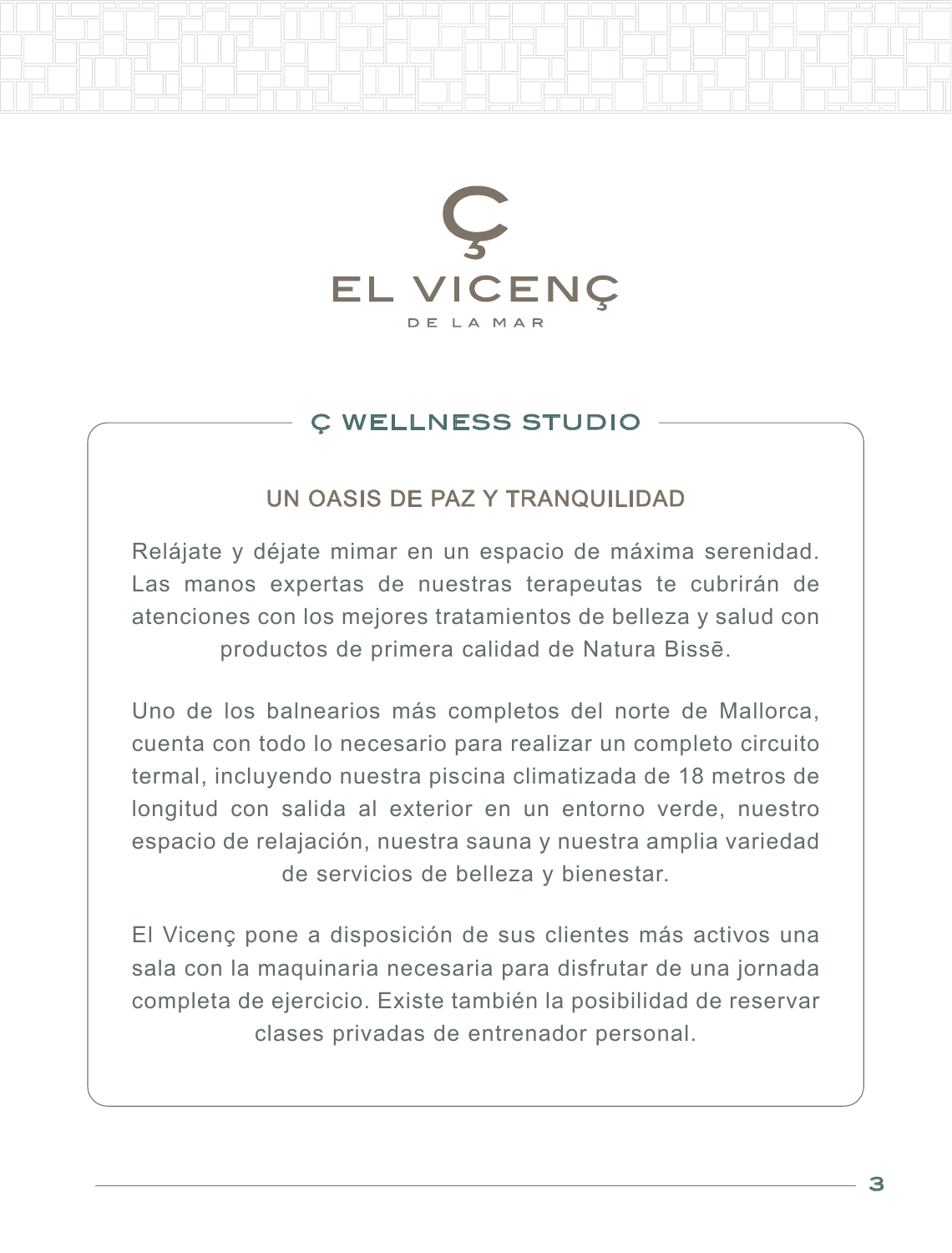# EL VICENÇ

DE LA MAR

## Ç WELLNESS STUDIO

### UN OASIS DE PAZ Y TRANQUILIDAD

Relájate y déjate mimar en un espacio de máxima serenidad. Las manos expertas de nuestras terapeutas te cubrirán de atenciones con los mejores tratamientos de belleza y salud con productos de primera calidad de Natura Bissē.

Uno de los balnearios más completos del norte de Mallorca, cuenta con todo lo necesario para realizar un completo circuito termal, incluyendo nuestra piscina climatizada de 18 metros de longitud con salida al exterior en un entorno verde, nuestro espacio de relajación, nuestra sauna y nuestra amplia variedad de servicios de belleza y bienestar.

El Vicenç pone a disposición de sus clientes más activos una sala con la maquinaria necesaria para disfrutar de una jornada completa de ejercicio. Existe también la posibilidad de reservar clases privadas de entrenador personal.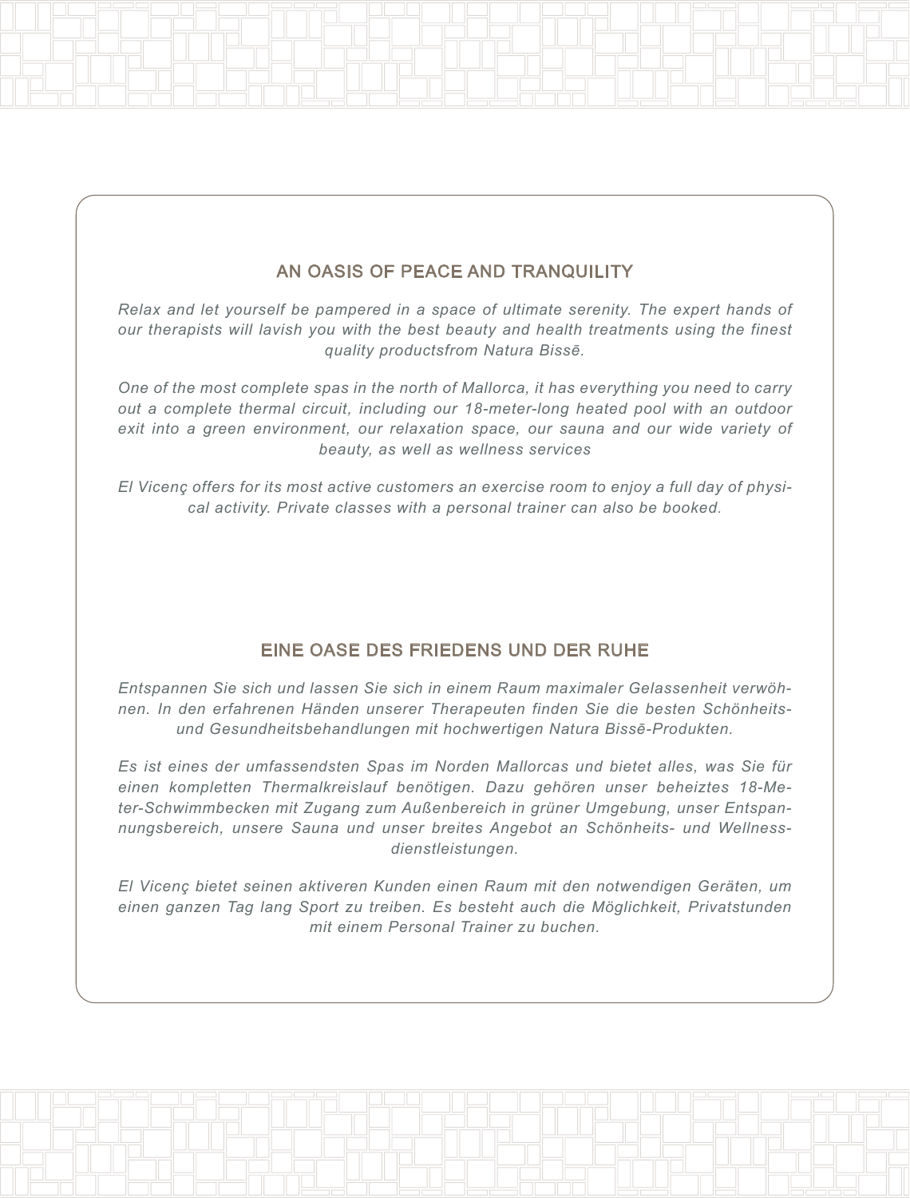## AN OASIS OF PEACE AND TRANQUILITY

*Relax and let yourself be pampered in a space of ultimate serenity. The expert hands of our therapists will lavish you with the best beauty and health treatments using the finest quality productsfrom Natura Bissē.*

*One of the most complete spas in the north of Mallorca, it has everything you need to carry out a complete thermal circuit, including our 18-meter-long heated pool with an outdoor exit into a green environment, our relaxation space, our sauna and our wide variety of beauty, as well as wellness services*

*El Vicenç offers for its most active customers an exercise room to enjoy a full day of physical activity. Private classes with a personal trainer can also be booked.*

## EINE OASE DES FRIEDENS UND DER RUHE

*Entspannen Sie sich und lassen Sie sich in einem Raum maximaler Gelassenheit verwöhnen. In den erfahrenen Händen unserer Therapeuten finden Sie die besten Schönheits- und Gesundheitsbehandlungen mit hochwertigen Natura Bissē-Produkten.*

*Es ist eines der umfassendsten Spas im Norden Mallorcas und bietet alles, was Sie für einen kompletten Thermalkreislauf benötigen. Dazu gehören unser beheiztes 18-Meter-Schwimmbecken mit Zugang zum Außenbereich in grüner Umgebung, unser Entspannungsbereich, unsere Sauna und unser breites Angebot an Schönheits- und Wellnessdienstleistungen.*

*El Vicenç bietet seinen aktiveren Kunden einen Raum mit den notwendigen Geräten, um einen ganzen Tag lang Sport zu treiben. Es besteht auch die Möglichkeit, Privatstunden mit einem Personal Trainer zu buchen.*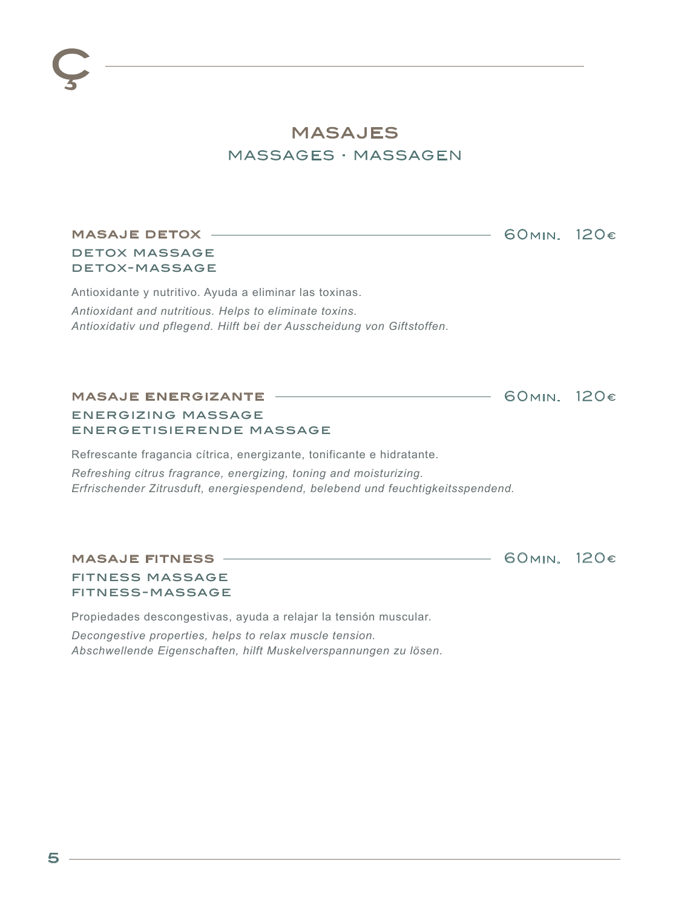## MASAJES

### MASSAGES · MASSAGEN

**MASAJE DETOX** — 60MIN. 120€

**DETOX MASSAGE**
**DETOX-MASSAGE**

Antioxidante y nutritivo. Ayuda a eliminar las toxinas.

*Antioxidant and nutritious. Helps to eliminate toxins.*
*Antioxidativ und pflegend. Hilft bei der Ausscheidung von Giftstoffen.*

**MASAJE ENERGIZANTE** — 60MIN. 120€

**ENERGIZING MASSAGE**
**ENERGETISIERENDE MASSAGE**

Refrescante fragancia cítrica, energizante, tonificante e hidratante.

*Refreshing citrus fragrance, energizing, toning and moisturizing.*
*Erfrischender Zitrusduft, energiespendend, belebend und feuchtigkeitsspendend.*

**MASAJE FITNESS** — 60MIN. 120€

**FITNESS MASSAGE**
**FITNESS-MASSAGE**

Propiedades descongestivas, ayuda a relajar la tensión muscular.

*Decongestive properties, helps to relax muscle tension.*
*Abschwellende Eigenschaften, hilft Muskelverspannungen zu lösen.*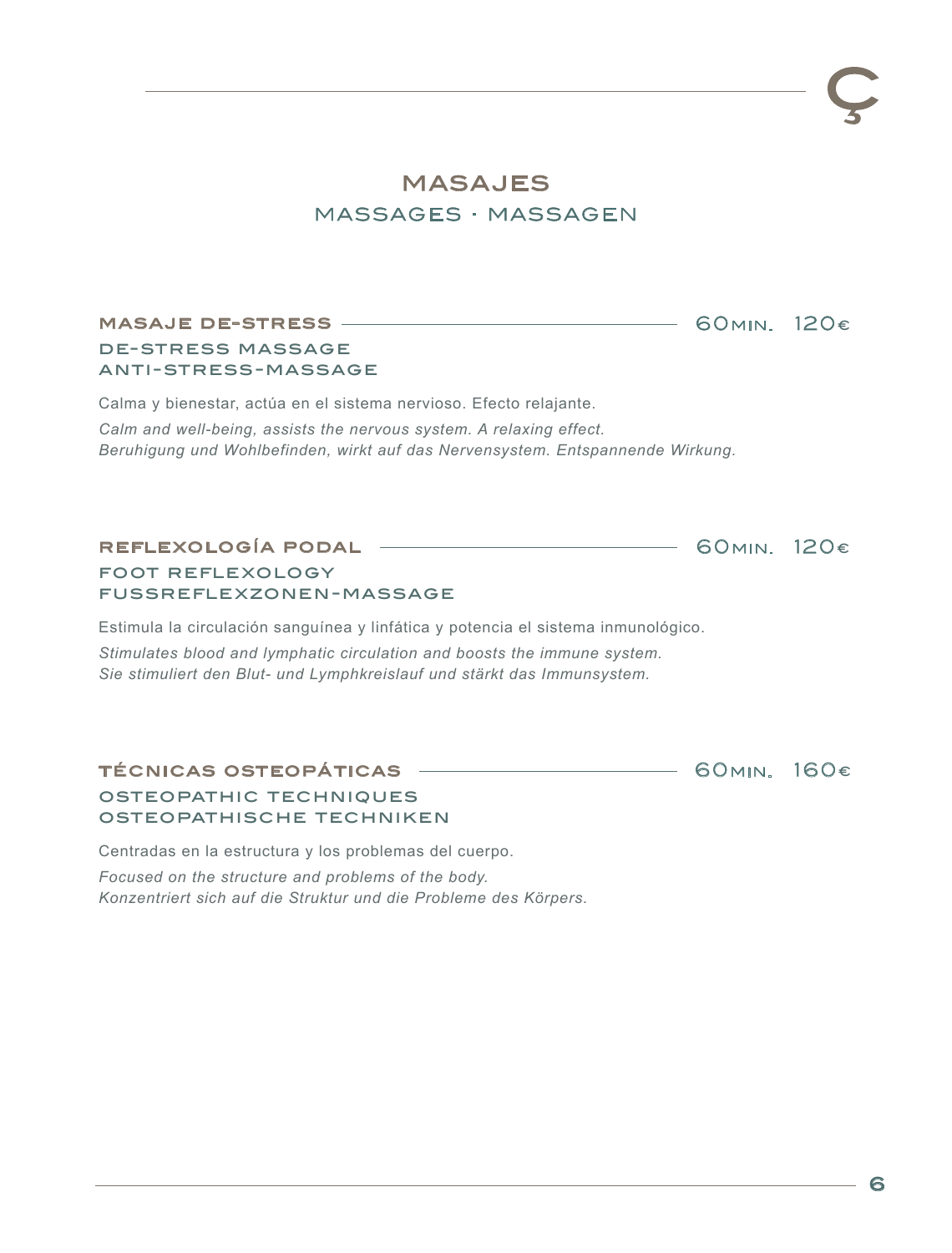# MASAJES

## MASSAGES · MASSAGEN

### MASAJE DE-STRESS — 60MIN. 120€

**DE-STRESS MASSAGE**
**ANTI-STRESS-MASSAGE**

Calma y bienestar, actúa en el sistema nervioso. Efecto relajante.

*Calm and well-being, assists the nervous system. A relaxing effect.*
*Beruhigung und Wohlbefinden, wirkt auf das Nervensystem. Entspannende Wirkung.*

### REFLEXOLOGÍA PODAL — 60MIN. 120€

**FOOT REFLEXOLOGY**
**FUSSREFLEXZONEN-MASSAGE**

Estimula la circulación sanguínea y linfática y potencia el sistema inmunológico.

*Stimulates blood and lymphatic circulation and boosts the immune system.*
*Sie stimuliert den Blut- und Lymphkreislauf und stärkt das Immunsystem.*

### TÉCNICAS OSTEOPÁTICAS — 60MIN. 160€

**OSTEOPATHIC TECHNIQUES**
**OSTEOPATHISCHE TECHNIKEN**

Centradas en la estructura y los problemas del cuerpo.

*Focused on the structure and problems of the body.*
*Konzentriert sich auf die Struktur und die Probleme des Körpers.*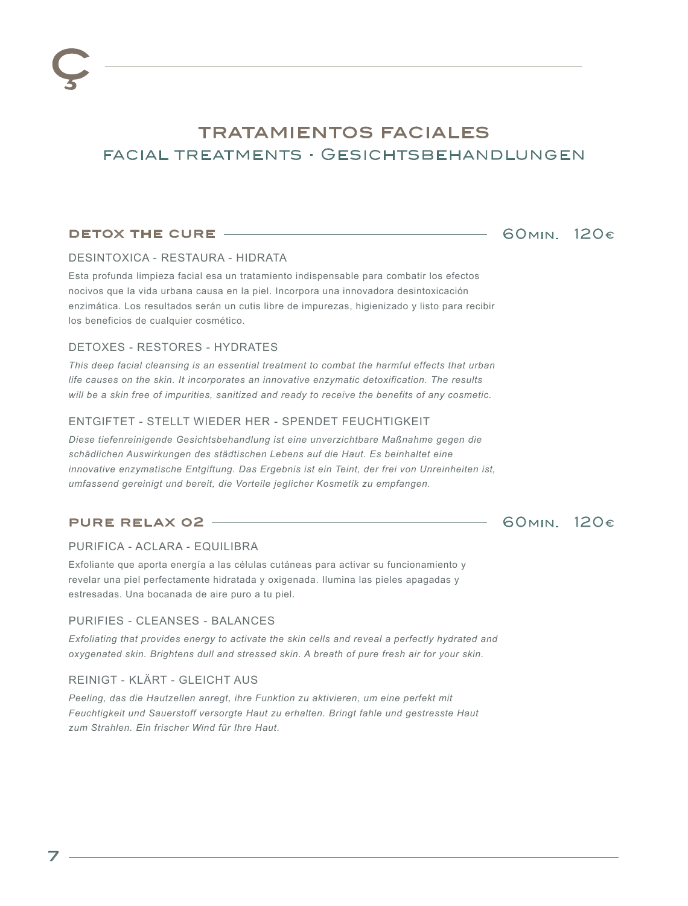Ç

# TRATAMIENTOS FACIALES

## FACIAL TREATMENTS · GESICHTSBEHANDLUNGEN

### DETOX THE CURE — 60MIN. 120€

DESINTOXICA - RESTAURA - HIDRATA

Esta profunda limpieza facial esa un tratamiento indispensable para combatir los efectos nocivos que la vida urbana causa en la piel. Incorpora una innovadora desintoxicación enzimática. Los resultados serán un cutis libre de impurezas, higienizado y listo para recibir los beneficios de cualquier cosmético.

DETOXES - RESTORES - HYDRATES

*This deep facial cleansing is an essential treatment to combat the harmful effects that urban life causes on the skin. It incorporates an innovative enzymatic detoxification. The results will be a skin free of impurities, sanitized and ready to receive the benefits of any cosmetic.*

ENTGIFTET - STELLT WIEDER HER - SPENDET FEUCHTIGKEIT

*Diese tiefenreinigende Gesichtsbehandlung ist eine unverzichtbare Maßnahme gegen die schädlichen Auswirkungen des städtischen Lebens auf die Haut. Es beinhaltet eine innovative enzymatische Entgiftung. Das Ergebnis ist ein Teint, der frei von Unreinheiten ist, umfassend gereinigt und bereit, die Vorteile jeglicher Kosmetik zu empfangen.*

### PURE RELAX O2 — 60MIN. 120€

PURIFICA - ACLARA - EQUILIBRA

Exfoliante que aporta energía a las células cutáneas para activar su funcionamiento y revelar una piel perfectamente hidratada y oxigenada. Ilumina las pieles apagadas y estresadas. Una bocanada de aire puro a tu piel.

PURIFIES - CLEANSES - BALANCES

*Exfoliating that provides energy to activate the skin cells and reveal a perfectly hydrated and oxygenated skin. Brightens dull and stressed skin. A breath of pure fresh air for your skin.*

REINIGT - KLÄRT - GLEICHT AUS

*Peeling, das die Hautzellen anregt, ihre Funktion zu aktivieren, um eine perfekt mit Feuchtigkeit und Sauerstoff versorgte Haut zu erhalten. Bringt fahle und gestresste Haut zum Strahlen. Ein frischer Wind für Ihre Haut.*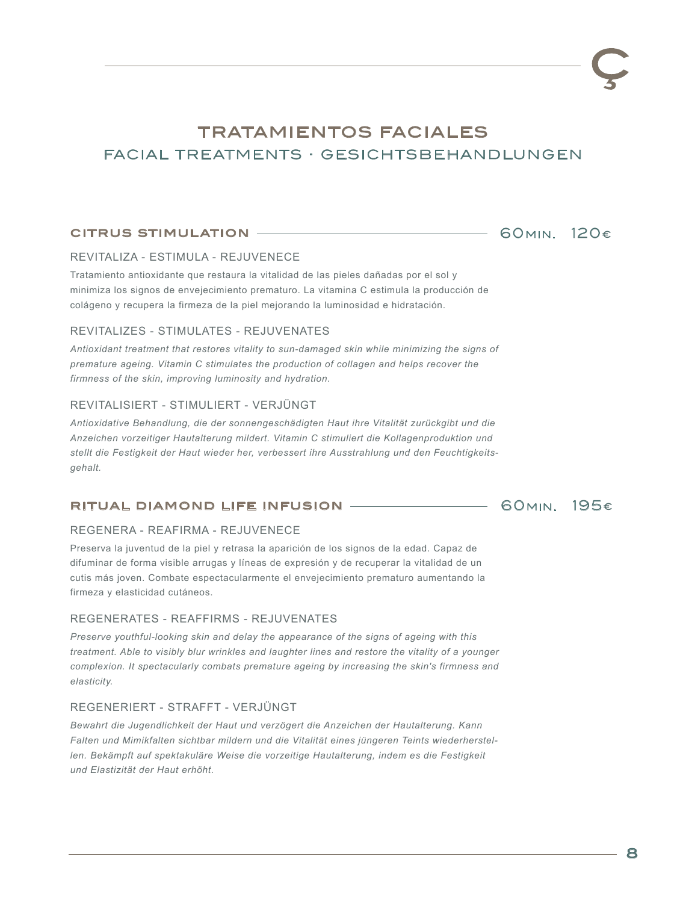# TRATAMIENTOS FACIALES

## FACIAL TREATMENTS · GESICHTSBEHANDLUNGEN

### CITRUS STIMULATION — 60MIN. 120€

REVITALIZA - ESTIMULA - REJUVENECE

Tratamiento antioxidante que restaura la vitalidad de las pieles dañadas por el sol y minimiza los signos de envejecimiento prematuro. La vitamina C estimula la producción de colágeno y recupera la firmeza de la piel mejorando la luminosidad e hidratación.

REVITALIZES - STIMULATES - REJUVENATES

*Antioxidant treatment that restores vitality to sun-damaged skin while minimizing the signs of premature ageing. Vitamin C stimulates the production of collagen and helps recover the firmness of the skin, improving luminosity and hydration.*

REVITALISIERT - STIMULIERT - VERJÜNGT

*Antioxidative Behandlung, die der sonnengeschädigten Haut ihre Vitalität zurückgibt und die Anzeichen vorzeitiger Hautalterung mildert. Vitamin C stimuliert die Kollagenproduktion und stellt die Festigkeit der Haut wieder her, verbessert ihre Ausstrahlung und den Feuchtigkeitsgehalt.*

### RITUAL DIAMOND LIFE INFUSION — 60MIN. 195€

REGENERA - REAFIRMA - REJUVENECE

Preserva la juventud de la piel y retrasa la aparición de los signos de la edad. Capaz de difuminar de forma visible arrugas y líneas de expresión y de recuperar la vitalidad de un cutis más joven. Combate espectacularmente el envejecimiento prematuro aumentando la firmeza y elasticidad cutáneos.

REGENERATES - REAFFIRMS - REJUVENATES

*Preserve youthful-looking skin and delay the appearance of the signs of ageing with this treatment. Able to visibly blur wrinkles and laughter lines and restore the vitality of a younger complexion. It spectacularly combats premature ageing by increasing the skin's firmness and elasticity.*

REGENERIERT - STRAFFT - VERJÜNGT

*Bewahrt die Jugendlichkeit der Haut und verzögert die Anzeichen der Hautalterung. Kann Falten und Mimikfalten sichtbar mildern und die Vitalität eines jüngeren Teints wiederherstellen. Bekämpft auf spektakuläre Weise die vorzeitige Hautalterung, indem es die Festigkeit und Elastizität der Haut erhöht.*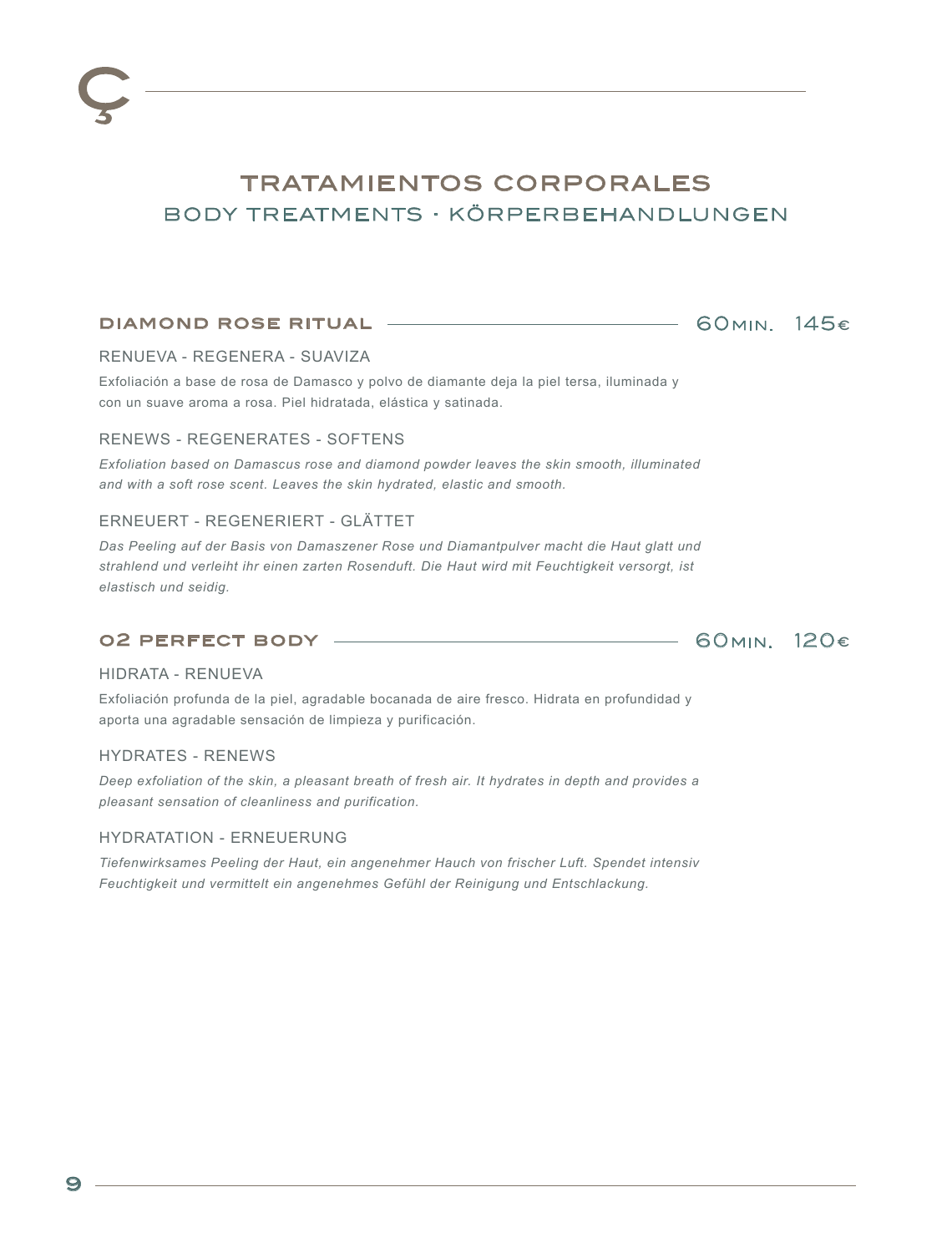# TRATAMIENTOS CORPORALES

## BODY TREATMENTS · KÖRPERBEHANDLUNGEN

### DIAMOND ROSE RITUAL — 60MIN. 145€

RENUEVA - REGENERA - SUAVIZA

Exfoliación a base de rosa de Damasco y polvo de diamante deja la piel tersa, iluminada y con un suave aroma a rosa. Piel hidratada, elástica y satinada.

RENEWS - REGENERATES - SOFTENS

*Exfoliation based on Damascus rose and diamond powder leaves the skin smooth, illuminated and with a soft rose scent. Leaves the skin hydrated, elastic and smooth.*

ERNEUERT - REGENERIERT - GLÄTTET

*Das Peeling auf der Basis von Damaszener Rose und Diamantpulver macht die Haut glatt und strahlend und verleiht ihr einen zarten Rosenduft. Die Haut wird mit Feuchtigkeit versorgt, ist elastisch und seidig.*

### O2 PERFECT BODY — 60MIN. 120€

HIDRATA - RENUEVA

Exfoliación profunda de la piel, agradable bocanada de aire fresco. Hidrata en profundidad y aporta una agradable sensación de limpieza y purificación.

HYDRATES - RENEWS

*Deep exfoliation of the skin, a pleasant breath of fresh air. It hydrates in depth and provides a pleasant sensation of cleanliness and purification.*

HYDRATATION - ERNEUERUNG

*Tiefenwirksames Peeling der Haut, ein angenehmer Hauch von frischer Luft. Spendet intensiv Feuchtigkeit und vermittelt ein angenehmes Gefühl der Reinigung und Entschlackung.*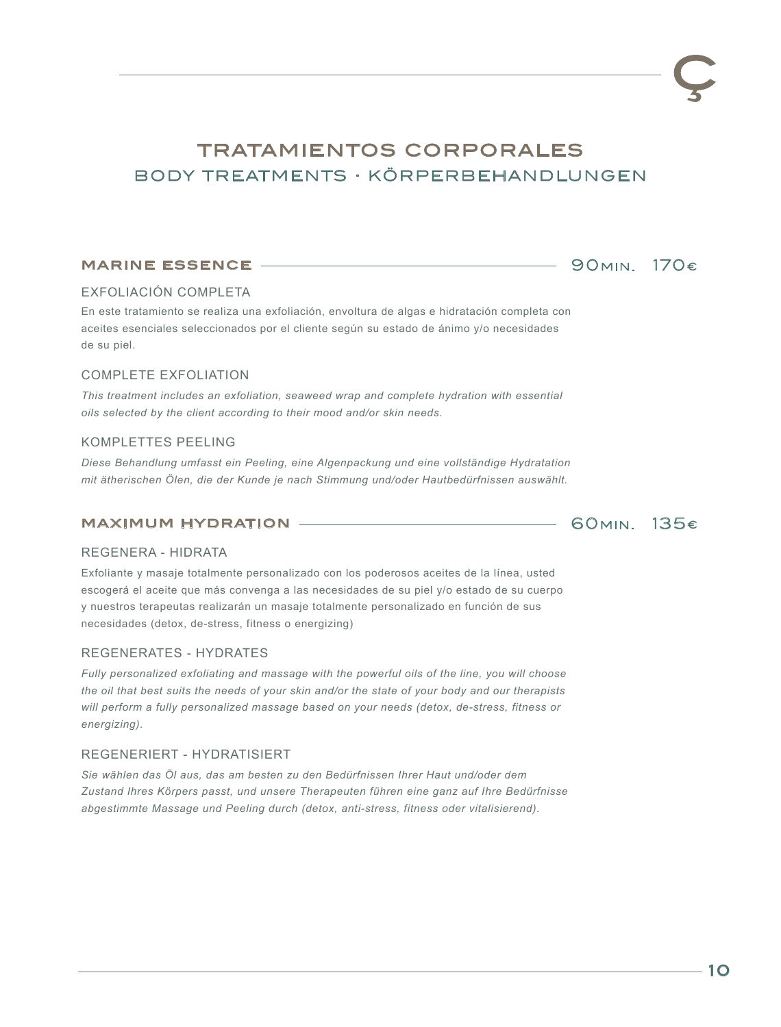# TRATAMIENTOS CORPORALES

## BODY TREATMENTS · KÖRPERBEHANDLUNGEN

### MARINE ESSENCE — 90MIN. 170€

EXFOLIACIÓN COMPLETA

En este tratamiento se realiza una exfoliación, envoltura de algas e hidratación completa con aceites esenciales seleccionados por el cliente según su estado de ánimo y/o necesidades de su piel.

COMPLETE EXFOLIATION

*This treatment includes an exfoliation, seaweed wrap and complete hydration with essential oils selected by the client according to their mood and/or skin needs.*

KOMPLETTES PEELING

*Diese Behandlung umfasst ein Peeling, eine Algenpackung und eine vollständige Hydratation mit ätherischen Ölen, die der Kunde je nach Stimmung und/oder Hautbedürfnissen auswählt.*

### MAXIMUM HYDRATION — 60MIN. 135€

REGENERA - HIDRATA

Exfoliante y masaje totalmente personalizado con los poderosos aceites de la línea, usted escogerá el aceite que más convenga a las necesidades de su piel y/o estado de su cuerpo y nuestros terapeutas realizarán un masaje totalmente personalizado en función de sus necesidades (detox, de-stress, fitness o energizing)

REGENERATES - HYDRATES

*Fully personalized exfoliating and massage with the powerful oils of the line, you will choose the oil that best suits the needs of your skin and/or the state of your body and our therapists will perform a fully personalized massage based on your needs (detox, de-stress, fitness or energizing).*

REGENERIERT - HYDRATISIERT

*Sie wählen das Öl aus, das am besten zu den Bedürfnissen Ihrer Haut und/oder dem Zustand Ihres Körpers passt, und unsere Therapeuten führen eine ganz auf Ihre Bedürfnisse abgestimmte Massage und Peeling durch (detox, anti-stress, fitness oder vitalisierend).*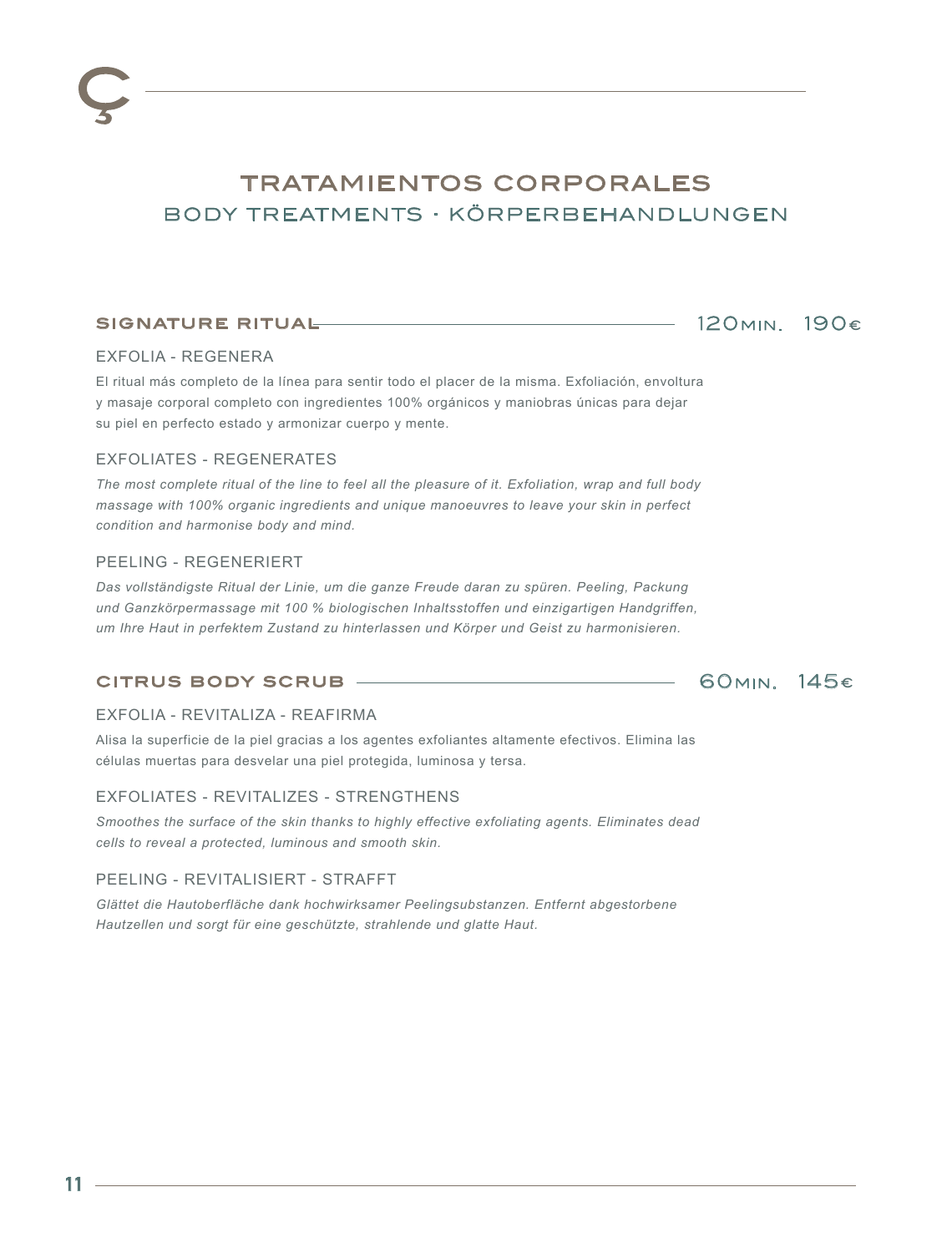# TRATAMIENTOS CORPORALES

## BODY TREATMENTS · KÖRPERBEHANDLUNGEN

### SIGNATURE RITUAL — 120MIN. 190€

EXFOLIA - REGENERA

El ritual más completo de la línea para sentir todo el placer de la misma. Exfoliación, envoltura y masaje corporal completo con ingredientes 100% orgánicos y maniobras únicas para dejar su piel en perfecto estado y armonizar cuerpo y mente.

EXFOLIATES - REGENERATES

*The most complete ritual of the line to feel all the pleasure of it. Exfoliation, wrap and full body massage with 100% organic ingredients and unique manoeuvres to leave your skin in perfect condition and harmonise body and mind.*

PEELING - REGENERIERT

*Das vollständigste Ritual der Linie, um die ganze Freude daran zu spüren. Peeling, Packung und Ganzkörpermassage mit 100 % biologischen Inhaltsstoffen und einzigartigen Handgriffen, um Ihre Haut in perfektem Zustand zu hinterlassen und Körper und Geist zu harmonisieren.*

### CITRUS BODY SCRUB — 60MIN. 145€

EXFOLIA - REVITALIZA - REAFIRMA

Alisa la superficie de la piel gracias a los agentes exfoliantes altamente efectivos. Elimina las células muertas para desvelar una piel protegida, luminosa y tersa.

EXFOLIATES - REVITALIZES - STRENGTHENS

*Smoothes the surface of the skin thanks to highly effective exfoliating agents. Eliminates dead cells to reveal a protected, luminous and smooth skin.*

PEELING - REVITALISIERT - STRAFFT

*Glättet die Hautoberfläche dank hochwirksamer Peelingsubstanzen. Entfernt abgestorbene Hautzellen und sorgt für eine geschützte, strahlende und glatte Haut.*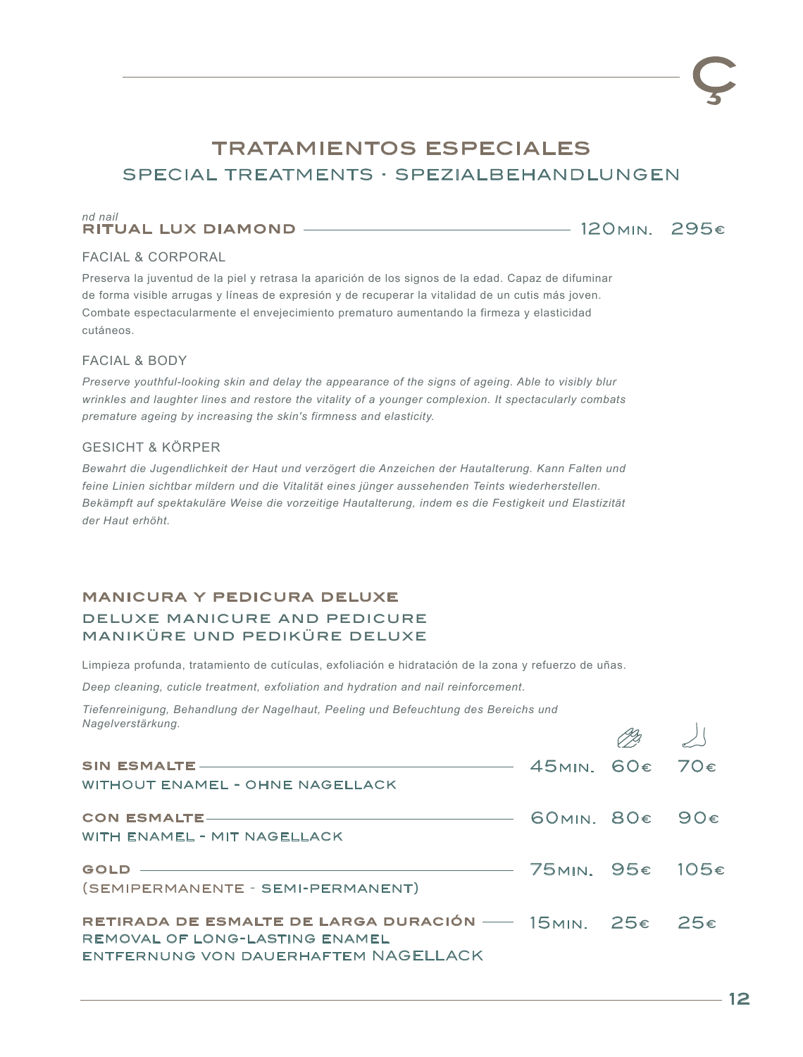# TRATAMIENTOS ESPECIALES

## SPECIAL TREATMENTS · SPEZIALBEHANDLUNGEN

*nd nail*
**RITUAL LUX DIAMOND** — 120MIN. 295€

FACIAL & CORPORAL

Preserva la juventud de la piel y retrasa la aparición de los signos de la edad. Capaz de difuminar de forma visible arrugas y líneas de expresión y de recuperar la vitalidad de un cutis más joven. Combate espectacularmente el envejecimiento prematuro aumentando la firmeza y elasticidad cutáneos.

FACIAL & BODY

*Preserve youthful-looking skin and delay the appearance of the signs of ageing. Able to visibly blur wrinkles and laughter lines and restore the vitality of a younger complexion. It spectacularly combats premature ageing by increasing the skin's firmness and elasticity.*

GESICHT & KÖRPER

*Bewahrt die Jugendlichkeit der Haut und verzögert die Anzeichen der Hautalterung. Kann Falten und feine Linien sichtbar mildern und die Vitalität eines jünger aussehenden Teints wiederherstellen. Bekämpft auf spektakuläre Weise die vorzeitige Hautalterung, indem es die Festigkeit und Elastizität der Haut erhöht.*

### MANICURA Y PEDICURA DELUXE

### DELUXE MANICURE AND PEDICURE
### MANIKÜRE UND PEDIKÜRE DELUXE

Limpieza profunda, tratamiento de cutículas, exfoliación e hidratación de la zona y refuerzo de uñas.

*Deep cleaning, cuticle treatment, exfoliation and hydration and nail reinforcement.*

*Tiefenreinigung, Behandlung der Nagelhaut, Peeling und Befeuchtung des Bereichs und Nagelverstärkung.*

| | | Manicura | Pedicura |
|---|---|---|---|
| **SIN ESMALTE**<br>WITHOUT ENAMEL - OHNE NAGELLACK | 45MIN. | 60€ | 70€ |
| **CON ESMALTE**<br>WITH ENAMEL - MIT NAGELLACK | 60MIN. | 80€ | 90€ |
| **GOLD**<br>(SEMIPERMANENTE - SEMI-PERMANENT) | 75MIN. | 95€ | 105€ |
| **RETIRADA DE ESMALTE DE LARGA DURACIÓN**<br>REMOVAL OF LONG-LASTING ENAMEL<br>ENTFERNUNG VON DAUERHAFTEM NAGELLACK | 15MIN. | 25€ | 25€ |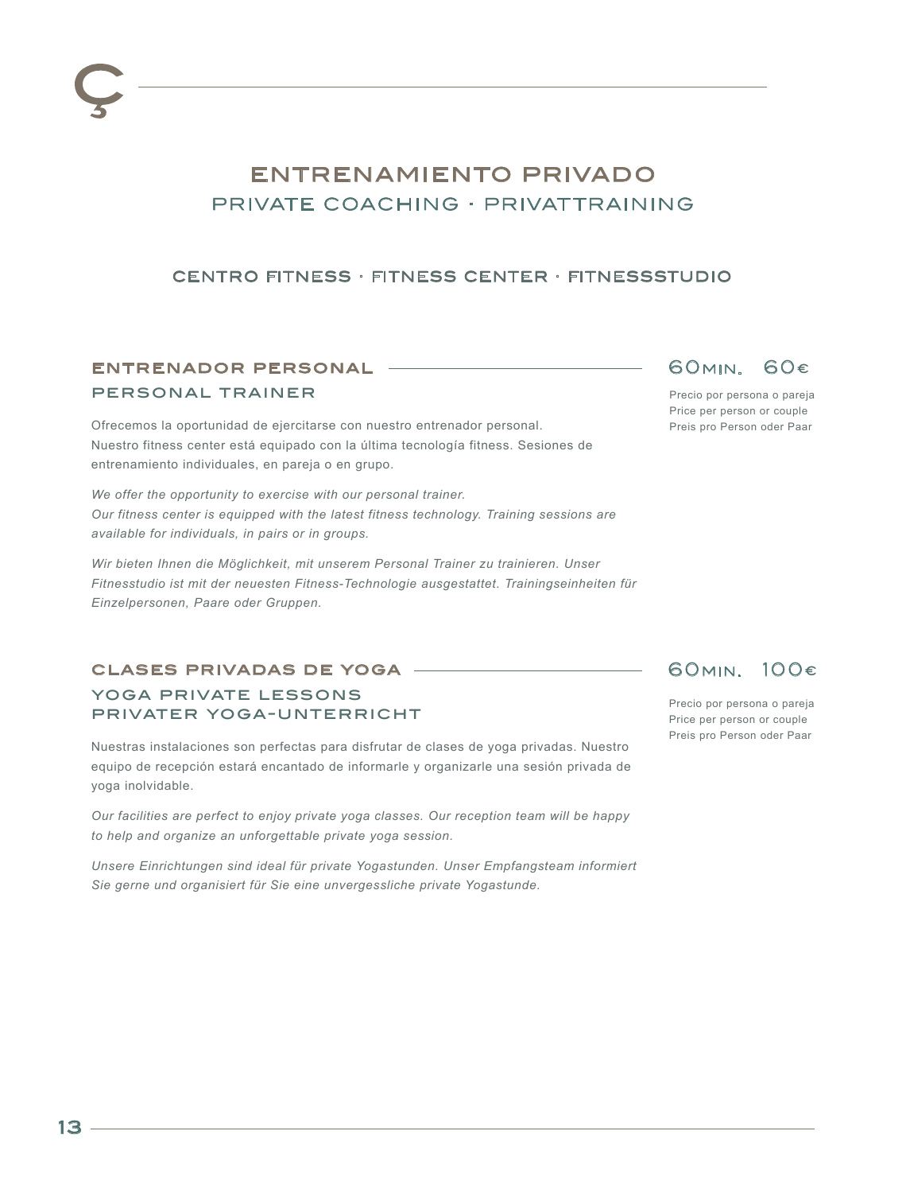# ENTRENAMIENTO PRIVADO

## PRIVATE COACHING · PRIVATTRAINING

### CENTRO FITNESS · FITNESS CENTER · FITNESSSTUDIO

**ENTRENADOR PERSONAL**

**PERSONAL TRAINER**

**60MIN. 60€**

Precio por persona o pareja
Price per person or couple
Preis pro Person oder Paar

Ofrecemos la oportunidad de ejercitarse con nuestro entrenador personal. Nuestro fitness center está equipado con la última tecnología fitness. Sesiones de entrenamiento individuales, en pareja o en grupo.

*We offer the opportunity to exercise with our personal trainer. Our fitness center is equipped with the latest fitness technology. Training sessions are available for individuals, in pairs or in groups.*

*Wir bieten Ihnen die Möglichkeit, mit unserem Personal Trainer zu trainieren. Unser Fitnesstudio ist mit der neuesten Fitness-Technologie ausgestattet. Trainingseinheiten für Einzelpersonen, Paare oder Gruppen.*

**CLASES PRIVADAS DE YOGA**

**YOGA PRIVATE LESSONS**
**PRIVATER YOGA-UNTERRICHT**

**60MIN. 100€**

Precio por persona o pareja
Price per person or couple
Preis pro Person oder Paar

Nuestras instalaciones son perfectas para disfrutar de clases de yoga privadas. Nuestro equipo de recepción estará encantado de informarle y organizarle una sesión privada de yoga inolvidable.

*Our facilities are perfect to enjoy private yoga classes. Our reception team will be happy to help and organize an unforgettable private yoga session.*

*Unsere Einrichtungen sind ideal für private Yogastunden. Unser Empfangsteam informiert Sie gerne und organisiert für Sie eine unvergessliche private Yogastunde.*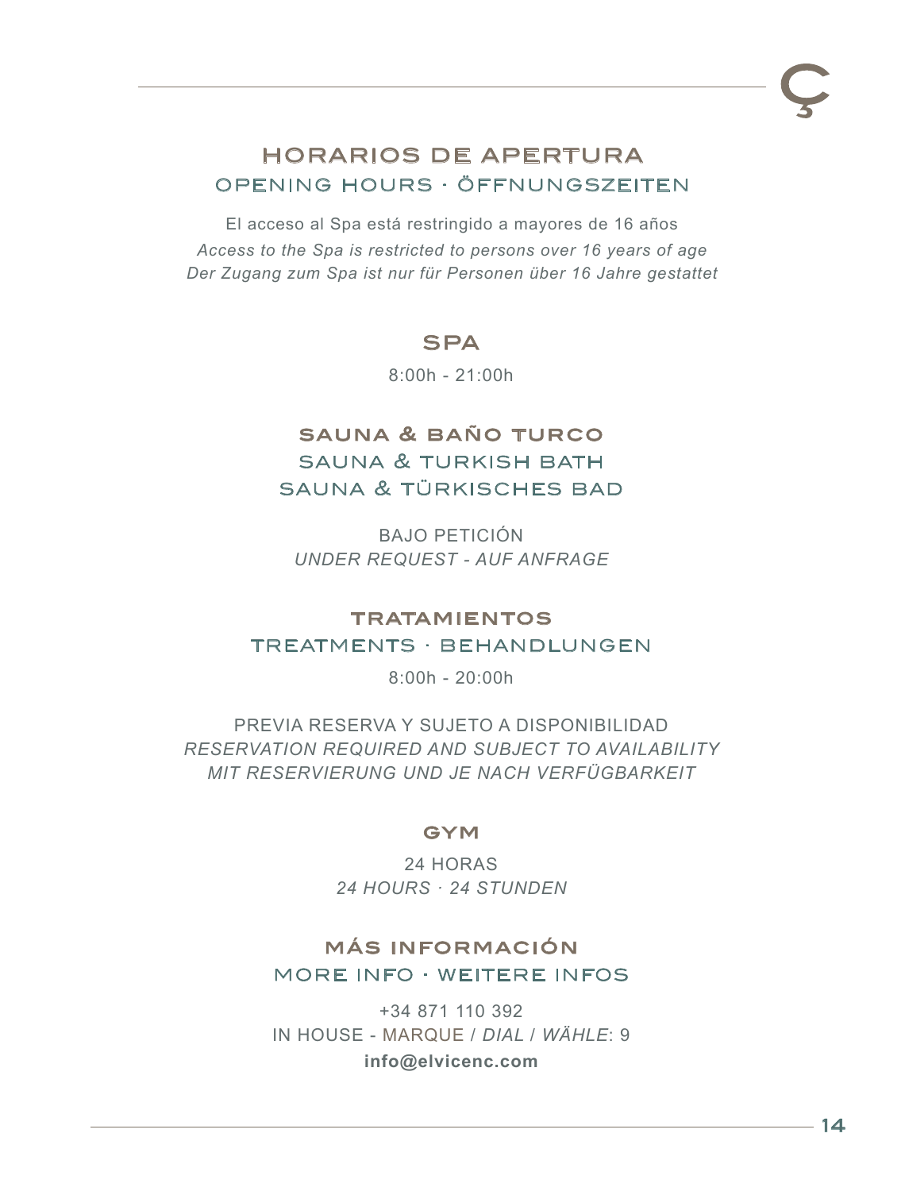# HORARIOS DE APERTURA

## OPENING HOURS · ÖFFNUNGSZEITEN

El acceso al Spa está restringido a mayores de 16 años

*Access to the Spa is restricted to persons over 16 years of age*

*Der Zugang zum Spa ist nur für Personen über 16 Jahre gestattet*

### SPA

8:00h - 21:00h

### SAUNA & BAÑO TURCO
### SAUNA & TURKISH BATH
### SAUNA & TÜRKISCHES BAD

BAJO PETICIÓN

*UNDER REQUEST - AUF ANFRAGE*

### TRATAMIENTOS
### TREATMENTS · BEHANDLUNGEN

8:00h - 20:00h

PREVIA RESERVA Y SUJETO A DISPONIBILIDAD

*RESERVATION REQUIRED AND SUBJECT TO AVAILABILITY*

*MIT RESERVIERUNG UND JE NACH VERFÜGBARKEIT*

### GYM

24 HORAS

*24 HOURS · 24 STUNDEN*

### MÁS INFORMACIÓN
### MORE INFO · WEITERE INFOS

+34 871 110 392

IN HOUSE - MARQUE / *DIAL* / *WÄHLE*: 9

**info@elvicenc.com**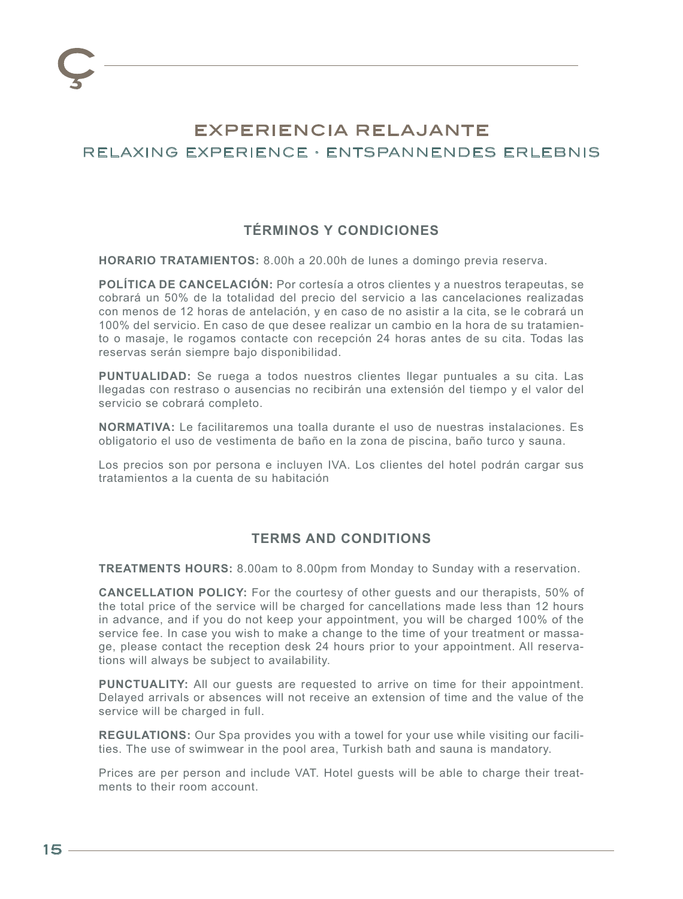Ç

# EXPERIENCIA RELAJANTE

## RELAXING EXPERIENCE · ENTSPANNENDES ERLEBNIS

### TÉRMINOS Y CONDICIONES

**HORARIO TRATAMIENTOS:** 8.00h a 20.00h de lunes a domingo previa reserva.

**POLÍTICA DE CANCELACIÓN:** Por cortesía a otros clientes y a nuestros terapeutas, se cobrará un 50% de la totalidad del precio del servicio a las cancelaciones realizadas con menos de 12 horas de antelación, y en caso de no asistir a la cita, se le cobrará un 100% del servicio. En caso de que desee realizar un cambio en la hora de su tratamiento o masaje, le rogamos contacte con recepción 24 horas antes de su cita. Todas las reservas serán siempre bajo disponibilidad.

**PUNTUALIDAD:** Se ruega a todos nuestros clientes llegar puntuales a su cita. Las llegadas con restraso o ausencias no recibirán una extensión del tiempo y el valor del servicio se cobrará completo.

**NORMATIVA:** Le facilitaremos una toalla durante el uso de nuestras instalaciones. Es obligatorio el uso de vestimenta de baño en la zona de piscina, baño turco y sauna.

Los precios son por persona e incluyen IVA. Los clientes del hotel podrán cargar sus tratamientos a la cuenta de su habitación

### TERMS AND CONDITIONS

**TREATMENTS HOURS:** 8.00am to 8.00pm from Monday to Sunday with a reservation.

**CANCELLATION POLICY:** For the courtesy of other guests and our therapists, 50% of the total price of the service will be charged for cancellations made less than 12 hours in advance, and if you do not keep your appointment, you will be charged 100% of the service fee. In case you wish to make a change to the time of your treatment or massage, please contact the reception desk 24 hours prior to your appointment. All reservations will always be subject to availability.

**PUNCTUALITY:** All our guests are requested to arrive on time for their appointment. Delayed arrivals or absences will not receive an extension of time and the value of the service will be charged in full.

**REGULATIONS:** Our Spa provides you with a towel for your use while visiting our facilities. The use of swimwear in the pool area, Turkish bath and sauna is mandatory.

Prices are per person and include VAT. Hotel guests will be able to charge their treatments to their room account.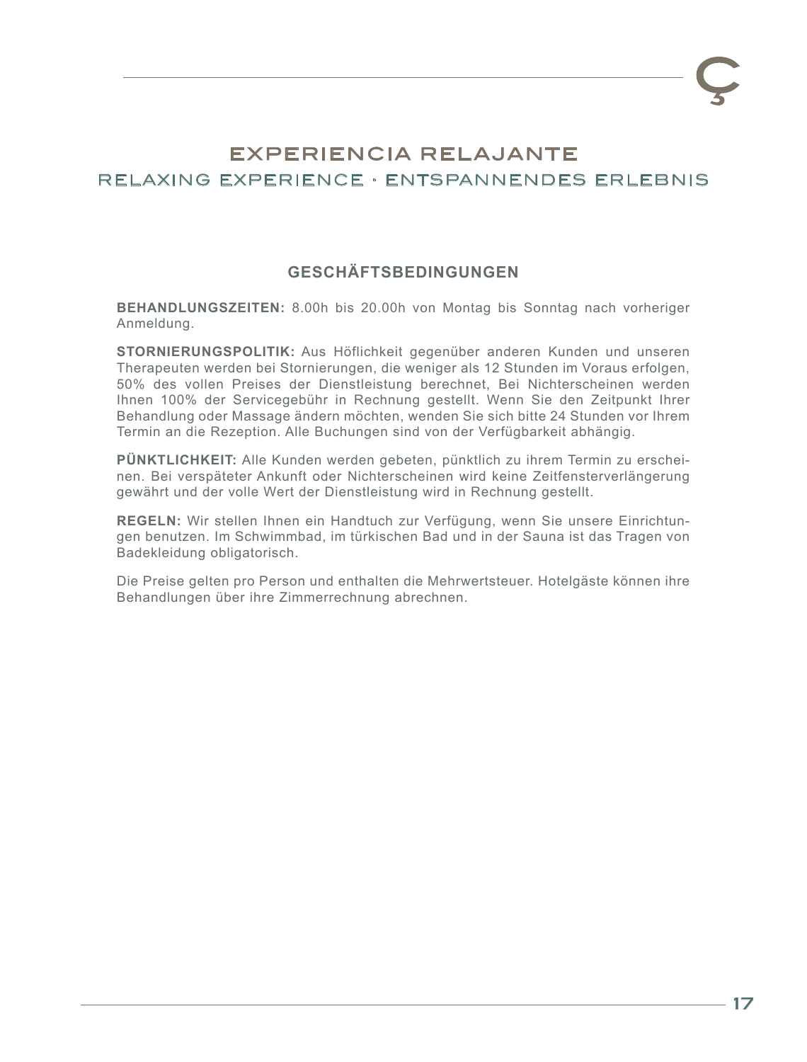# EXPERIENCIA RELAJANTE

## RELAXING EXPERIENCE · ENTSPANNENDES ERLEBNIS

### GESCHÄFTSBEDINGUNGEN

**BEHANDLUNGSZEITEN:** 8.00h bis 20.00h von Montag bis Sonntag nach vorheriger Anmeldung.

**STORNIERUNGSPOLITIK:** Aus Höflichkeit gegenüber anderen Kunden und unseren Therapeuten werden bei Stornierungen, die weniger als 12 Stunden im Voraus erfolgen, 50% des vollen Preises der Dienstleistung berechnet, Bei Nichterscheinen werden Ihnen 100% der Servicegebühr in Rechnung gestellt. Wenn Sie den Zeitpunkt Ihrer Behandlung oder Massage ändern möchten, wenden Sie sich bitte 24 Stunden vor Ihrem Termin an die Rezeption. Alle Buchungen sind von der Verfügbarkeit abhängig.

**PÜNKTLICHKEIT:** Alle Kunden werden gebeten, pünktlich zu ihrem Termin zu erscheinen. Bei verspäteter Ankunft oder Nichterscheinen wird keine Zeitfensterverlängerung gewährt und der volle Wert der Dienstleistung wird in Rechnung gestellt.

**REGELN:** Wir stellen Ihnen ein Handtuch zur Verfügung, wenn Sie unsere Einrichtungen benutzen. Im Schwimmbad, im türkischen Bad und in der Sauna ist das Tragen von Badekleidung obligatorisch.

Die Preise gelten pro Person und enthalten die Mehrwertsteuer. Hotelgäste können ihre Behandlungen über ihre Zimmerrechnung abrechnen.